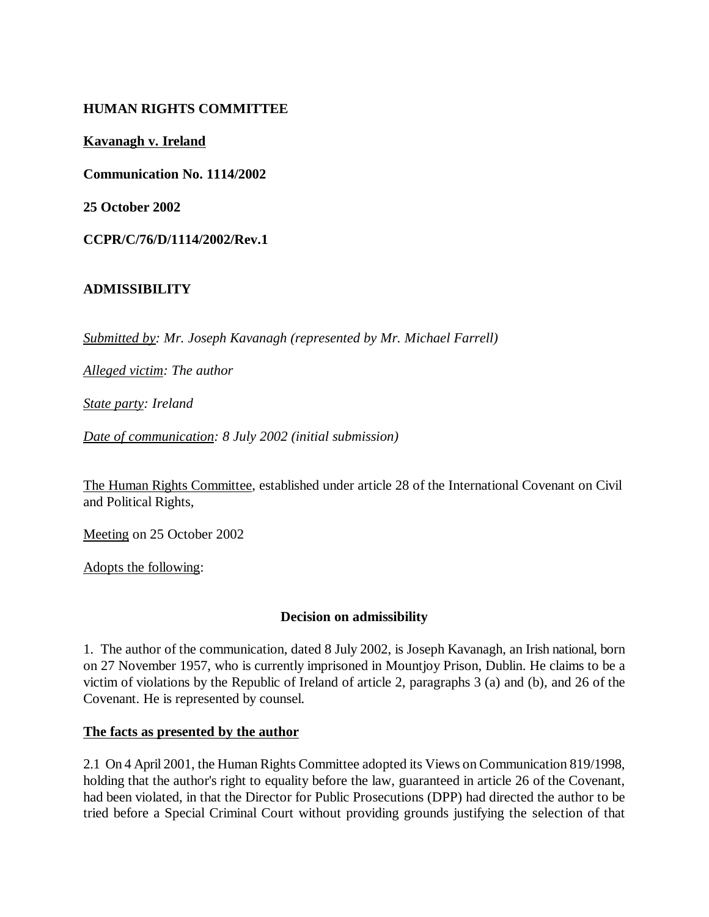**HUMAN RIGHTS COMMITTEE**

**Kavanagh v. Ireland**

**Communication No. 1114/2002**

**25 October 2002**

**CCPR/C/76/D/1114/2002/Rev.1**

**ADMISSIBILITY**

*Submitted by: Mr. Joseph Kavanagh (represented by Mr. Michael Farrell)*

*Alleged victim: The author*

*State party: Ireland*

*Date of communication: 8 July 2002 (initial submission)*

The Human Rights Committee, established under article 28 of the International Covenant on Civil and Political Rights,

Meeting on 25 October 2002

Adopts the following:

**Decision on admissibility**

1. The author of the communication, dated 8 July 2002, is Joseph Kavanagh, an Irish national, born on 27 November 1957, who is currently imprisoned in Mountjoy Prison, Dublin. He claims to be a victim of violations by the Republic of Ireland of article 2, paragraphs 3 (a) and (b), and 26 of the Covenant. He is represented by counsel.

**The facts as presented by the author**

2.1 On 4 April 2001, the Human Rights Committee adopted its Views on Communication 819/1998, holding that the author's right to equality before the law, guaranteed in article 26 of the Covenant, had been violated, in that the Director for Public Prosecutions (DPP) had directed the author to be tried before a Special Criminal Court without providing grounds justifying the selection of that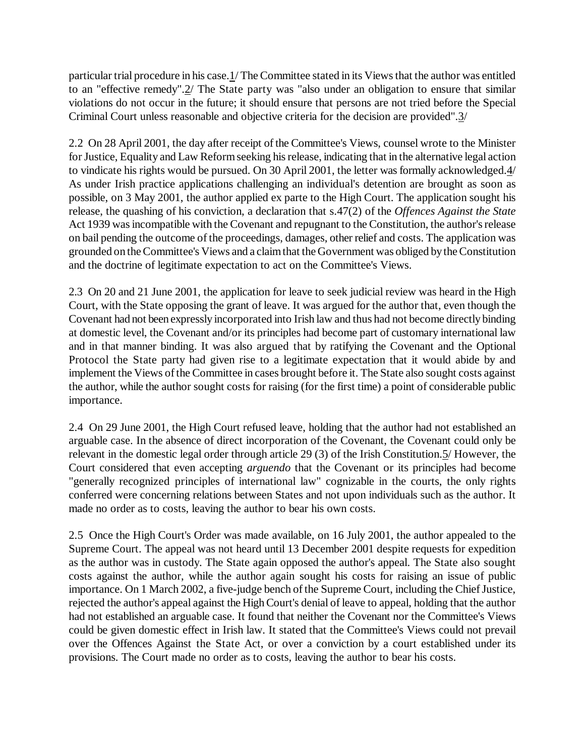particular trial procedure in his case.1/ The Committee stated in its Views that the author was entitled to an "effective remedy".2/ The State party was "also under an obligation to ensure that similar violations do not occur in the future; it should ensure that persons are not tried before the Special Criminal Court unless reasonable and objective criteria for the decision are provided".3/

2.2 On 28 April 2001, the day after receipt of the Committee's Views, counsel wrote to the Minister for Justice, Equality and Law Reform seeking his release, indicating that in the alternative legal action to vindicate his rights would be pursued. On 30 April 2001, the letter was formally acknowledged.4/ As under Irish practice applications challenging an individual's detention are brought as soon as possible, on 3 May 2001, the author applied ex parte to the High Court. The application sought his release, the quashing of his conviction, a declaration that s.47(2) of the *Offences Against the State* Act 1939 was incompatible with the Covenant and repugnant to the Constitution, the author's release on bail pending the outcome of the proceedings, damages, other relief and costs. The application was grounded on the Committee's Views and a claim that the Government was obliged by the Constitution and the doctrine of legitimate expectation to act on the Committee's Views.

2.3 On 20 and 21 June 2001, the application for leave to seek judicial review was heard in the High Court, with the State opposing the grant of leave. It was argued for the author that, even though the Covenant had not been expressly incorporated into Irish law and thus had not become directly binding at domestic level, the Covenant and/or its principles had become part of customary international law and in that manner binding. It was also argued that by ratifying the Covenant and the Optional Protocol the State party had given rise to a legitimate expectation that it would abide by and implement the Views of the Committee in cases brought before it. The State also sought costs against the author, while the author sought costs for raising (for the first time) a point of considerable public importance.

2.4 On 29 June 2001, the High Court refused leave, holding that the author had not established an arguable case. In the absence of direct incorporation of the Covenant, the Covenant could only be relevant in the domestic legal order through article 29 (3) of the Irish Constitution.5/ However, the Court considered that even accepting *arguendo* that the Covenant or its principles had become "generally recognized principles of international law" cognizable in the courts, the only rights conferred were concerning relations between States and not upon individuals such as the author. It made no order as to costs, leaving the author to bear his own costs.

2.5 Once the High Court's Order was made available, on 16 July 2001, the author appealed to the Supreme Court. The appeal was not heard until 13 December 2001 despite requests for expedition as the author was in custody. The State again opposed the author's appeal. The State also sought costs against the author, while the author again sought his costs for raising an issue of public importance. On 1 March 2002, a five-judge bench of the Supreme Court, including the Chief Justice, rejected the author's appeal against the High Court's denial of leave to appeal, holding that the author had not established an arguable case. It found that neither the Covenant nor the Committee's Views could be given domestic effect in Irish law. It stated that the Committee's Views could not prevail over the Offences Against the State Act, or over a conviction by a court established under its provisions. The Court made no order as to costs, leaving the author to bear his costs.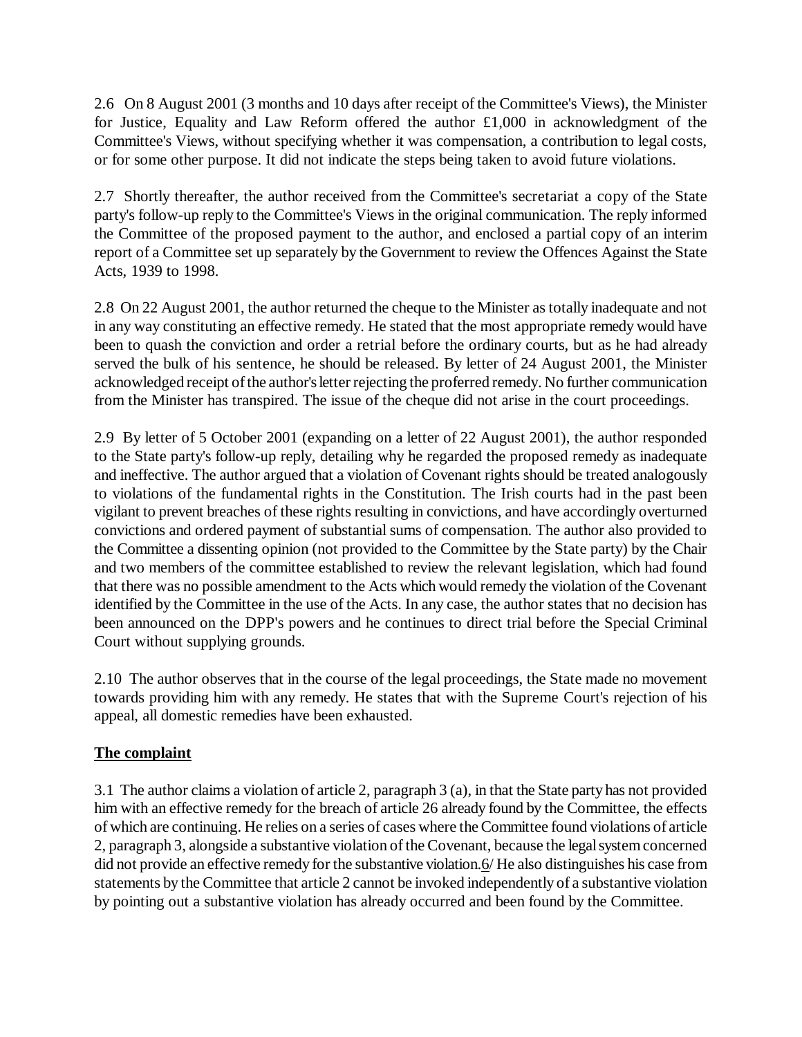2.6 On 8 August 2001 (3 months and 10 days after receipt of the Committee's Views), the Minister for Justice, Equality and Law Reform offered the author £1,000 in acknowledgment of the Committee's Views, without specifying whether it was compensation, a contribution to legal costs, or for some other purpose. It did not indicate the steps being taken to avoid future violations.

2.7 Shortly thereafter, the author received from the Committee's secretariat a copy of the State party's follow-up reply to the Committee's Views in the original communication. The reply informed the Committee of the proposed payment to the author, and enclosed a partial copy of an interim report of a Committee set up separately by the Government to review the Offences Against the State Acts, 1939 to 1998.

2.8 On 22 August 2001, the author returned the cheque to the Minister as totally inadequate and not in any way constituting an effective remedy. He stated that the most appropriate remedy would have been to quash the conviction and order a retrial before the ordinary courts, but as he had already served the bulk of his sentence, he should be released. By letter of 24 August 2001, the Minister acknowledged receipt of the author's letter rejecting the proferred remedy. No further communication from the Minister has transpired. The issue of the cheque did not arise in the court proceedings.

2.9 By letter of 5 October 2001 (expanding on a letter of 22 August 2001), the author responded to the State party's follow-up reply, detailing why he regarded the proposed remedy as inadequate and ineffective. The author argued that a violation of Covenant rights should be treated analogously to violations of the fundamental rights in the Constitution. The Irish courts had in the past been vigilant to prevent breaches of these rights resulting in convictions, and have accordingly overturned convictions and ordered payment of substantial sums of compensation. The author also provided to the Committee a dissenting opinion (not provided to the Committee by the State party) by the Chair and two members of the committee established to review the relevant legislation, which had found that there was no possible amendment to the Acts which would remedy the violation of the Covenant identified by the Committee in the use of the Acts. In any case, the author states that no decision has been announced on the DPP's powers and he continues to direct trial before the Special Criminal Court without supplying grounds.

2.10 The author observes that in the course of the legal proceedings, the State made no movement towards providing him with any remedy. He states that with the Supreme Court's rejection of his appeal, all domestic remedies have been exhausted.

**The complaint**

3.1 The author claims a violation of article 2, paragraph 3 (a), in that the State party has not provided him with an effective remedy for the breach of article 26 already found by the Committee, the effects of which are continuing. He relies on a series of cases where the Committee found violations of article 2, paragraph 3, alongside a substantive violation of the Covenant, because the legal system concerned did not provide an effective remedy for the substantive violation.6/ He also distinguishes his case from statements by the Committee that article 2 cannot be invoked independently of a substantive violation by pointing out a substantive violation has already occurred and been found by the Committee.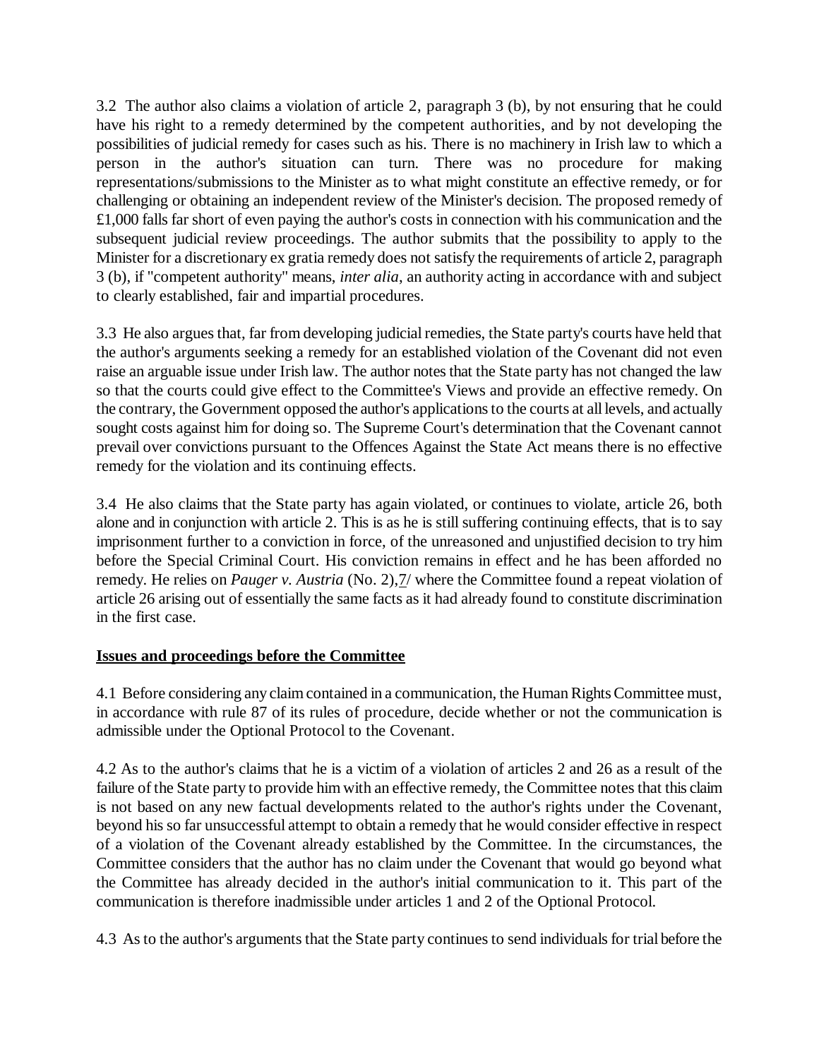3.2 The author also claims a violation of article 2, paragraph 3 (b), by not ensuring that he could have his right to a remedy determined by the competent authorities, and by not developing the possibilities of judicial remedy for cases such as his. There is no machinery in Irish law to which a person in the author's situation can turn. There was no procedure for making representations/submissions to the Minister as to what might constitute an effective remedy, or for challenging or obtaining an independent review of the Minister's decision. The proposed remedy of £1,000 falls far short of even paying the author's costs in connection with his communication and the subsequent judicial review proceedings. The author submits that the possibility to apply to the Minister for a discretionary ex gratia remedy does not satisfy the requirements of article 2, paragraph 3 (b), if "competent authority" means, *inter alia*, an authority acting in accordance with and subject to clearly established, fair and impartial procedures.

3.3 He also argues that, far from developing judicial remedies, the State party's courts have held that the author's arguments seeking a remedy for an established violation of the Covenant did not even raise an arguable issue under Irish law. The author notes that the State party has not changed the law so that the courts could give effect to the Committee's Views and provide an effective remedy. On the contrary, the Government opposed the author's applications to the courts at all levels, and actually sought costs against him for doing so. The Supreme Court's determination that the Covenant cannot prevail over convictions pursuant to the Offences Against the State Act means there is no effective remedy for the violation and its continuing effects.

3.4 He also claims that the State party has again violated, or continues to violate, article 26, both alone and in conjunction with article 2. This is as he is still suffering continuing effects, that is to say imprisonment further to a conviction in force, of the unreasoned and unjustified decision to try him before the Special Criminal Court. His conviction remains in effect and he has been afforded no remedy. He relies on *Pauger v. Austria* (No. 2),7/ where the Committee found a repeat violation of article 26 arising out of essentially the same facts as it had already found to constitute discrimination in the first case.

**Issues and proceedings before the Committee**

4.1 Before considering any claim contained in a communication, the Human Rights Committee must, in accordance with rule 87 of its rules of procedure, decide whether or not the communication is admissible under the Optional Protocol to the Covenant.

4.2 As to the author's claims that he is a victim of a violation of articles 2 and 26 as a result of the failure of the State party to provide him with an effective remedy, the Committee notes that this claim is not based on any new factual developments related to the author's rights under the Covenant, beyond his so far unsuccessful attempt to obtain a remedy that he would consider effective in respect of a violation of the Covenant already established by the Committee. In the circumstances, the Committee considers that the author has no claim under the Covenant that would go beyond what the Committee has already decided in the author's initial communication to it. This part of the communication is therefore inadmissible under articles 1 and 2 of the Optional Protocol.

4.3 As to the author's arguments that the State party continues to send individuals for trial before the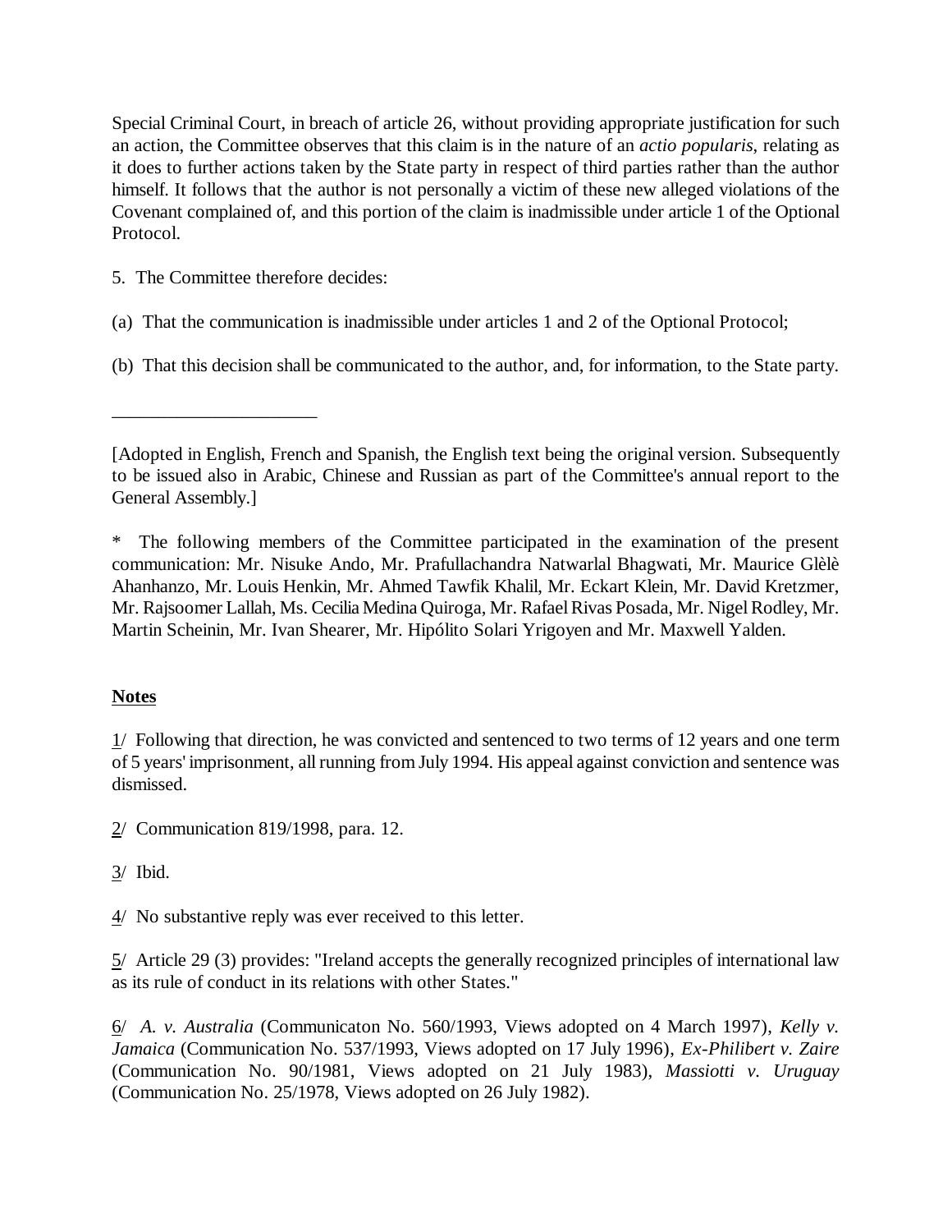Special Criminal Court, in breach of article 26, without providing appropriate justification for such an action, the Committee observes that this claim is in the nature of an *actio popularis*, relating as it does to further actions taken by the State party in respect of third parties rather than the author himself. It follows that the author is not personally a victim of these new alleged violations of the Covenant complained of, and this portion of the claim is inadmissible under article 1 of the Optional Protocol.

5. The Committee therefore decides:

(a) That the communication is inadmissible under articles 1 and 2 of the Optional Protocol;

(b) That this decision shall be communicated to the author, and, for information, to the State party.

______________________

[Adopted in English, French and Spanish, the English text being the original version. Subsequently to be issued also in Arabic, Chinese and Russian as part of the Committee's annual report to the General Assembly.]

\* The following members of the Committee participated in the examination of the present communication: Mr. Nisuke Ando, Mr. Prafullachandra Natwarlal Bhagwati, Mr. Maurice Glèlè Ahanhanzo, Mr. Louis Henkin, Mr. Ahmed Tawfik Khalil, Mr. Eckart Klein, Mr. David Kretzmer, Mr. Rajsoomer Lallah, Ms. Cecilia Medina Quiroga, Mr. Rafael Rivas Posada, Mr. Nigel Rodley, Mr. Martin Scheinin, Mr. Ivan Shearer, Mr. Hipólito Solari Yrigoyen and Mr. Maxwell Yalden.

**Notes**

1/ Following that direction, he was convicted and sentenced to two terms of 12 years and one term of 5 years' imprisonment, all running from July 1994. His appeal against conviction and sentence was dismissed.

2/ Communication 819/1998, para. 12.

3/ Ibid.

4/ No substantive reply was ever received to this letter.

5/ Article 29 (3) provides: "Ireland accepts the generally recognized principles of international law as its rule of conduct in its relations with other States."

6/ *A. v. Australia* (Communicaton No. 560/1993, Views adopted on 4 March 1997), *Kelly v. Jamaica* (Communication No. 537/1993, Views adopted on 17 July 1996), *Ex-Philibert v. Zaire* (Communication No. 90/1981, Views adopted on 21 July 1983), *Massiotti v. Uruguay* (Communication No. 25/1978, Views adopted on 26 July 1982).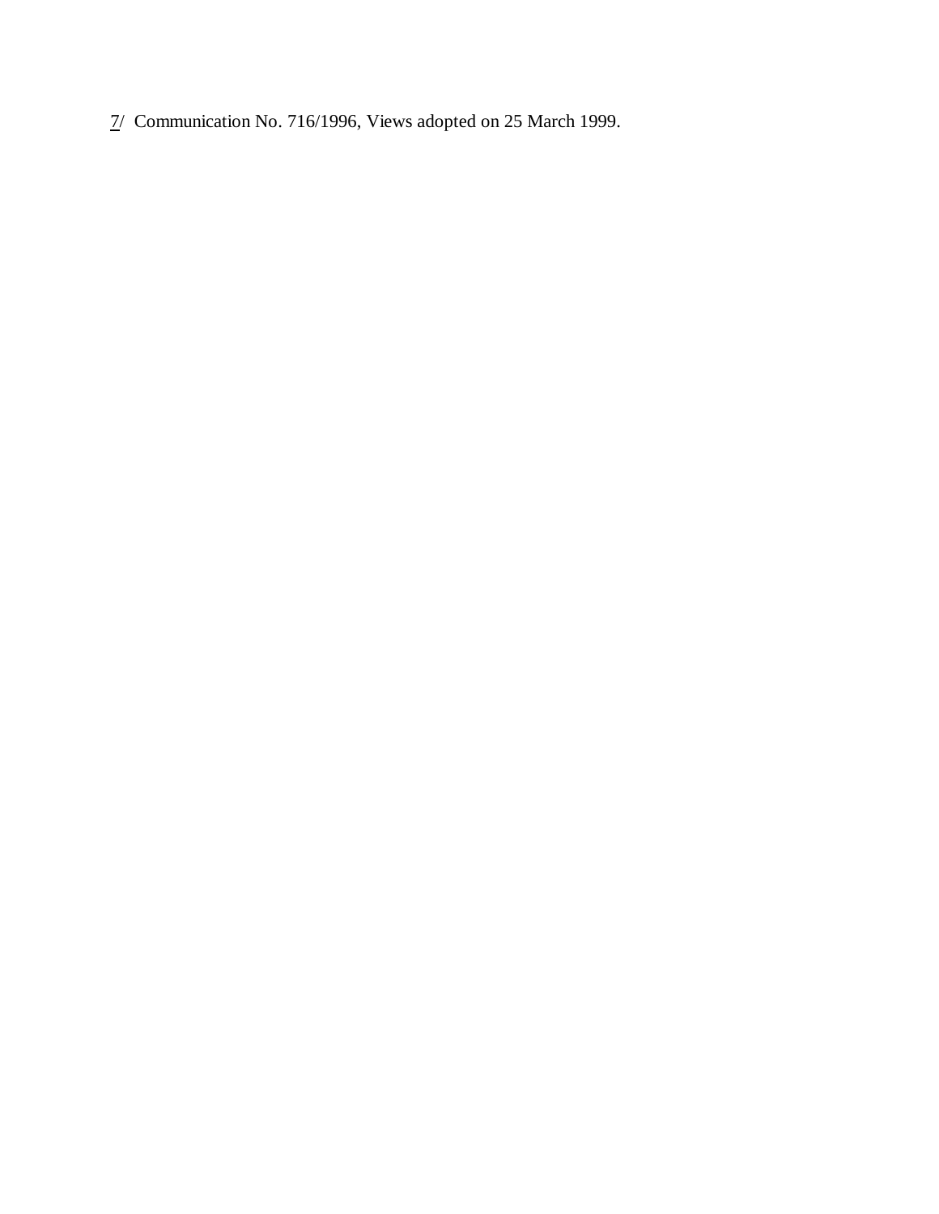7/ Communication No. 716/1996, Views adopted on 25 March 1999.